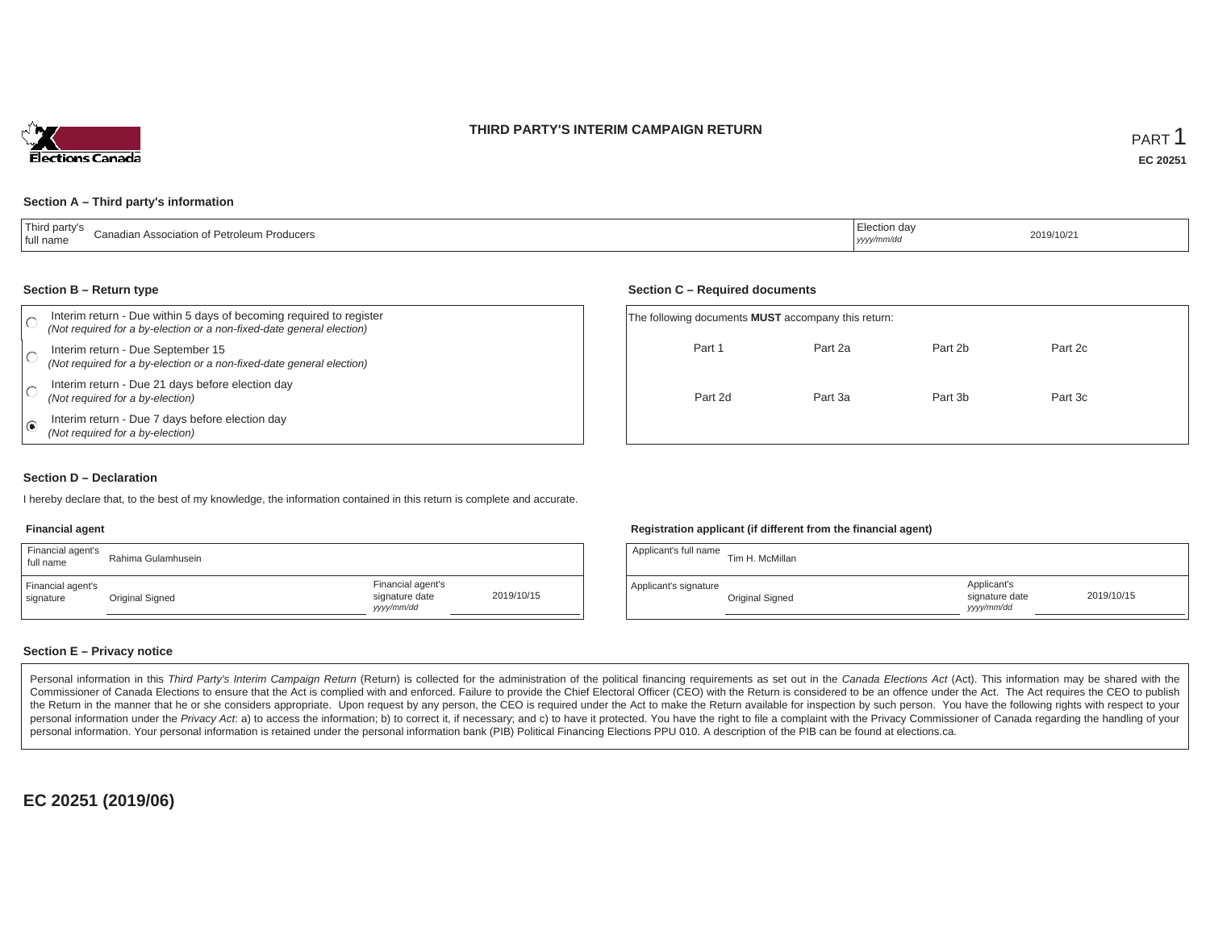# THIRD PARTY'S INTERIM CAMPAIGN RETURN

PART 1

**EC 20251**

Elections Canada

### Section A – Third party's information

| Third party's full name | Canadian Association of Petroleum Producers | Election day *yyyy/mm/dd* | 2019/10/21 |
|---|---|---|---|

### Section B – Return type

- ○ Interim return - Due within 5 days of becoming required to register *(Not required for a by-election or a non-fixed-date general election)*
- ○ Interim return - Due September 15 *(Not required for a by-election or a non-fixed-date general election)*
- ○ Interim return - Due 21 days before election day *(Not required for a by-election)*
- ◉ Interim return - Due 7 days before election day *(Not required for a by-election)*

### Section C – Required documents

The following documents **MUST** accompany this return:

| | | | |
|---|---|---|---|
| Part 1 | Part 2a | Part 2b | Part 2c |
| Part 2d | Part 3a | Part 3b | Part 3c |

### Section D – Declaration

I hereby declare that, to the best of my knowledge, the information contained in this return is complete and accurate.

**Financial agent**

| Financial agent's full name | Rahima Gulamhusein | | |
|---|---|---|---|
| Financial agent's signature | Original Signed | Financial agent's signature date *yyyy/mm/dd* | 2019/10/15 |

**Registration applicant (if different from the financial agent)**

| Applicant's full name | Tim H. McMillan | | |
|---|---|---|---|
| Applicant's signature | Original Signed | Applicant's signature date *yyyy/mm/dd* | 2019/10/15 |

### Section E – Privacy notice

Personal information in this *Third Party's Interim Campaign Return* (Return) is collected for the administration of the political financing requirements as set out in the *Canada Elections Act* (Act). This information may be shared with the Commissioner of Canada Elections to ensure that the Act is complied with and enforced. Failure to provide the Chief Electoral Officer (CEO) with the Return is considered to be an offence under the Act. The Act requires the CEO to publish the Return in the manner that he or she considers appropriate. Upon request by any person, the CEO is required under the Act to make the Return available for inspection by such person. You have the following rights with respect to your personal information under the *Privacy Act*: a) to access the information; b) to correct it, if necessary; and c) to have it protected. You have the right to file a complaint with the Privacy Commissioner of Canada regarding the handling of your personal information. Your personal information is retained under the personal information bank (PIB) Political Financing Elections PPU 010. A description of the PIB can be found at elections.ca.

**EC 20251 (2019/06)**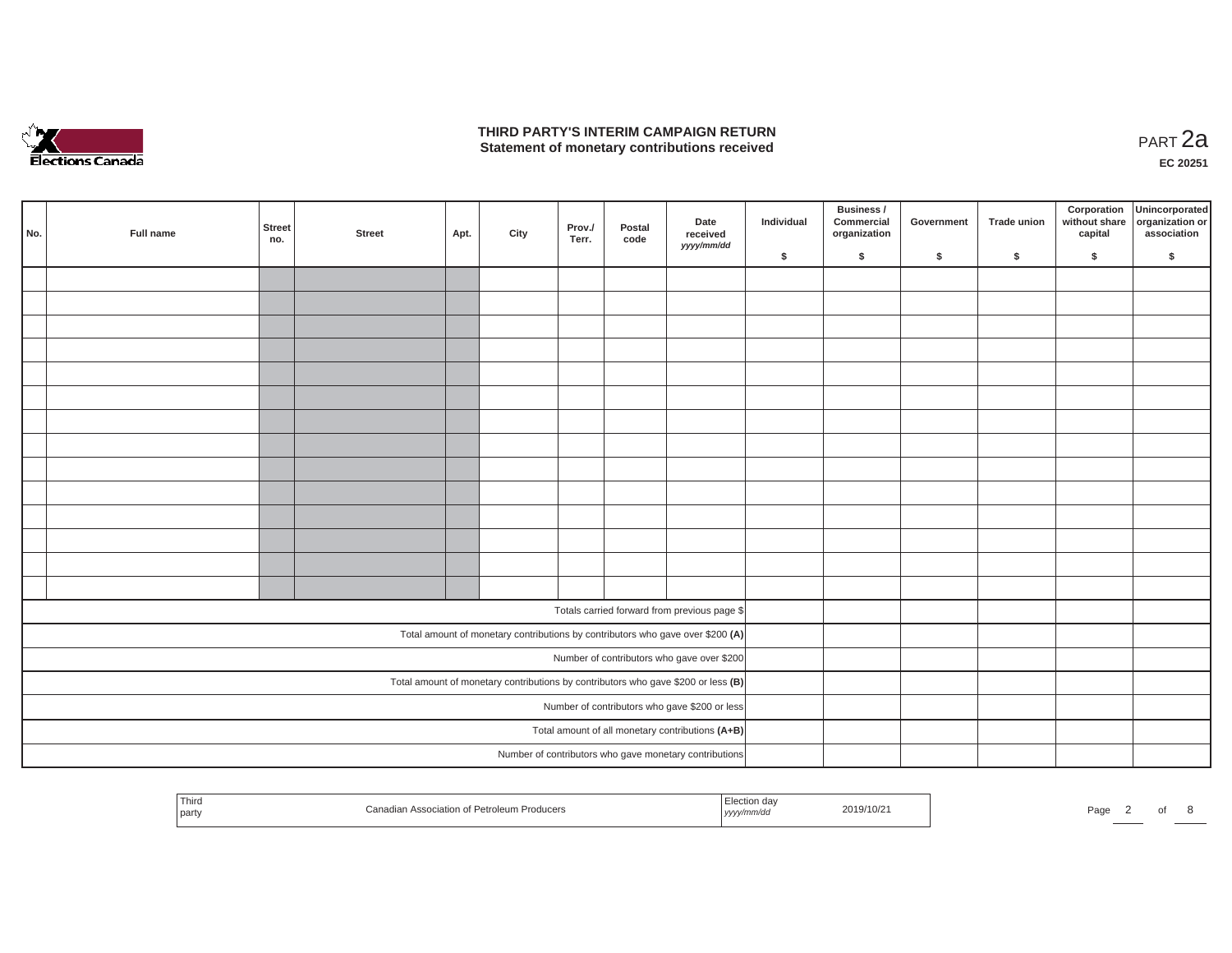# THIRD PARTY'S INTERIM CAMPAIGN RETURN
## Statement of monetary contributions received

PART 2a

EC 20251

| No. | Full name | Street no. | Street | Apt. | City | Prov./ Terr. | Postal code | Date received yyyy/mm/dd | Individual $ | Business / Commercial organization $ | Government $ | Trade union $ | Corporation without share capital $ | Unincorporated organization or association $ |
|---|---|---|---|---|---|---|---|---|---|---|---|---|---|---|
| | | | | | | | | | | | | | | |
| | | | | | | | | | | | | | | |
| | | | | | | | | | | | | | | |
| | | | | | | | | | | | | | | |
| | | | | | | | | | | | | | | |
| | | | | | | | | | | | | | | |
| | | | | | | | | | | | | | | |
| | | | | | | | | | | | | | | |
| | | | | | | | | | | | | | | |
| | | | | | | | | | | | | | | |
| | | | | | | | | | | | | | | |
| | | | | | | | | | | | | | | |
| | | | | | | | | | | | | | | |
| | | | | | | | | | | | | | | |
| Totals carried forward from previous page $ | | | | | | | | | | | | | | |
| Total amount of monetary contributions by contributors who gave over $200 (A) | | | | | | | | | | | | | | |
| Number of contributors who gave over $200 | | | | | | | | | | | | | | |
| Total amount of monetary contributions by contributors who gave $200 or less (B) | | | | | | | | | | | | | | |
| Number of contributors who gave $200 or less | | | | | | | | | | | | | | |
| Total amount of all monetary contributions (A+B) | | | | | | | | | | | | | | |
| Number of contributors who gave monetary contributions | | | | | | | | | | | | | | |

| Third party | Canadian Association of Petroleum Producers | Election day yyyy/mm/dd | 2019/10/21 |
|---|---|---|---|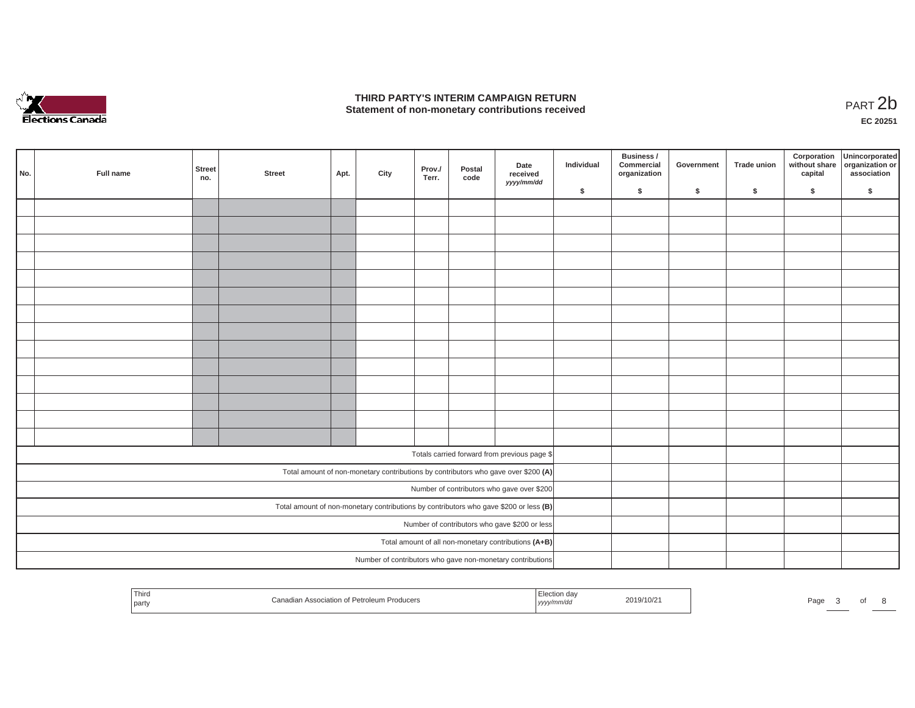# THIRD PARTY'S INTERIM CAMPAIGN RETURN
## Statement of non-monetary contributions received

PART 2b

EC 20251

| No. | Full name | Street no. | Street | Apt. | City | Prov./ Terr. | Postal code | Date received *yyyy/mm/dd* | Individual $ | Business / Commercial organization $ | Government $ | Trade union $ | Corporation without share capital $ | Unincorporated organization or association $ |
|---|---|---|---|---|---|---|---|---|---|---|---|---|---|---|
| | | | | | | | | | | | | | | |
| | | | | | | | | | | | | | | |
| | | | | | | | | | | | | | | |
| | | | | | | | | | | | | | | |
| | | | | | | | | | | | | | | |
| | | | | | | | | | | | | | | |
| | | | | | | | | | | | | | | |
| | | | | | | | | | | | | | | |
| | | | | | | | | | | | | | | |
| | | | | | | | | | | | | | | |
| | | | | | | | | | | | | | | |
| | | | | | | | | | | | | | | |
| | | | | | | | | | | | | | | |
| | | | | | | | | | | | | | | |
| Totals carried forward from previous page $ | | | | | | | | | | | | | | |
| Total amount of non-monetary contributions by contributors who gave over $200 **(A)** | | | | | | | | | | | | | | |
| Number of contributors who gave over $200 | | | | | | | | | | | | | | |
| Total amount of non-monetary contributions by contributors who gave $200 or less **(B)** | | | | | | | | | | | | | | |
| Number of contributors who gave $200 or less | | | | | | | | | | | | | | |
| Total amount of all non-monetary contributions **(A+B)** | | | | | | | | | | | | | | |
| Number of contributors who gave non-monetary contributions | | | | | | | | | | | | | | |

| Third party | Canadian Association of Petroleum Producers | Election day *yyyy/mm/dd* | 2019/10/21 |
|---|---|---|---|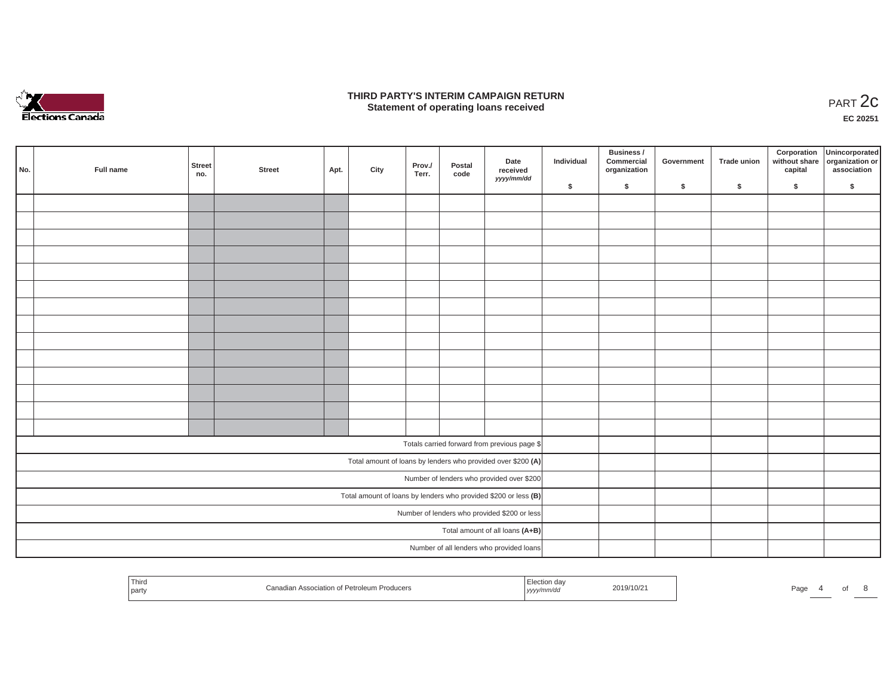# THIRD PARTY'S INTERIM CAMPAIGN RETURN
## Statement of operating loans received

PART 2c

**EC 20251**

| No. | Full name | Street no. | Street | Apt. | City | Prov./ Terr. | Postal code | Date received *yyyy/mm/dd* | Individual $ | Business / Commercial organization $ | Government $ | Trade union $ | Corporation without share capital $ | Unincorporated organization or association $ |
|---|---|---|---|---|---|---|---|---|---|---|---|---|---|---|
| | | | | | | | | | | | | | | |
| | | | | | | | | | | | | | | |
| | | | | | | | | | | | | | | |
| | | | | | | | | | | | | | | |
| | | | | | | | | | | | | | | |
| | | | | | | | | | | | | | | |
| | | | | | | | | | | | | | | |
| | | | | | | | | | | | | | | |
| | | | | | | | | | | | | | | |
| | | | | | | | | | | | | | | |
| | | | | | | | | | | | | | | |
| | | | | | | | | | | | | | | |
| | | | | | | | | | | | | | | |
| | | | | | | | | | | | | | | |
| Totals carried forward from previous page $ | | | | | | | | | | | | | | |
| Total amount of loans by lenders who provided over $200 **(A)** | | | | | | | | | | | | | | |
| Number of lenders who provided over $200 | | | | | | | | | | | | | | |
| Total amount of loans by lenders who provided $200 or less **(B)** | | | | | | | | | | | | | | |
| Number of lenders who provided $200 or less | | | | | | | | | | | | | | |
| Total amount of all loans **(A+B)** | | | | | | | | | | | | | | |
| Number of all lenders who provided loans | | | | | | | | | | | | | | |

| Third party | Canadian Association of Petroleum Producers | Election day *yyyy/mm/dd* | 2019/10/21 |
|---|---|---|---|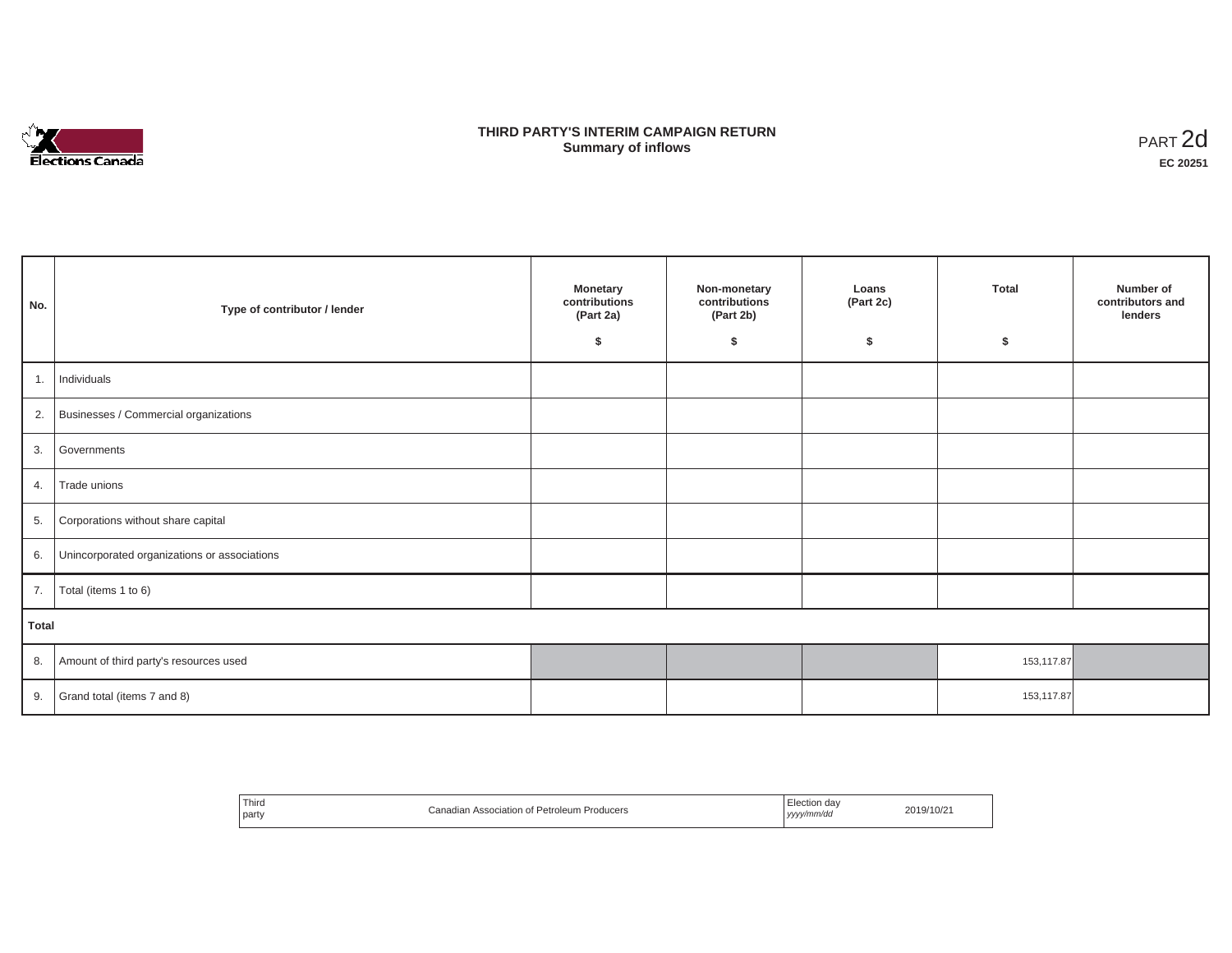# THIRD PARTY'S INTERIM CAMPAIGN RETURN
## Summary of inflows

PART 2d

**EC 20251**

| No. | Type of contributor / lender | Monetary contributions (Part 2a) $ | Non-monetary contributions (Part 2b) $ | Loans (Part 2c) $ | Total $ | Number of contributors and lenders |
|---|---|---|---|---|---|---|
| 1. | Individuals | | | | | |
| 2. | Businesses / Commercial organizations | | | | | |
| 3. | Governments | | | | | |
| 4. | Trade unions | | | | | |
| 5. | Corporations without share capital | | | | | |
| 6. | Unincorporated organizations or associations | | | | | |
| 7. | Total (items 1 to 6) | | | | | |
| **Total** | | | | | | |
| 8. | Amount of third party's resources used | | | | 153,117.87 | |
| 9. | Grand total (items 7 and 8) | | | | 153,117.87 | |

| Third party | Canadian Association of Petroleum Producers | Election day *yyyy/mm/dd* | 2019/10/21 |
|---|---|---|---|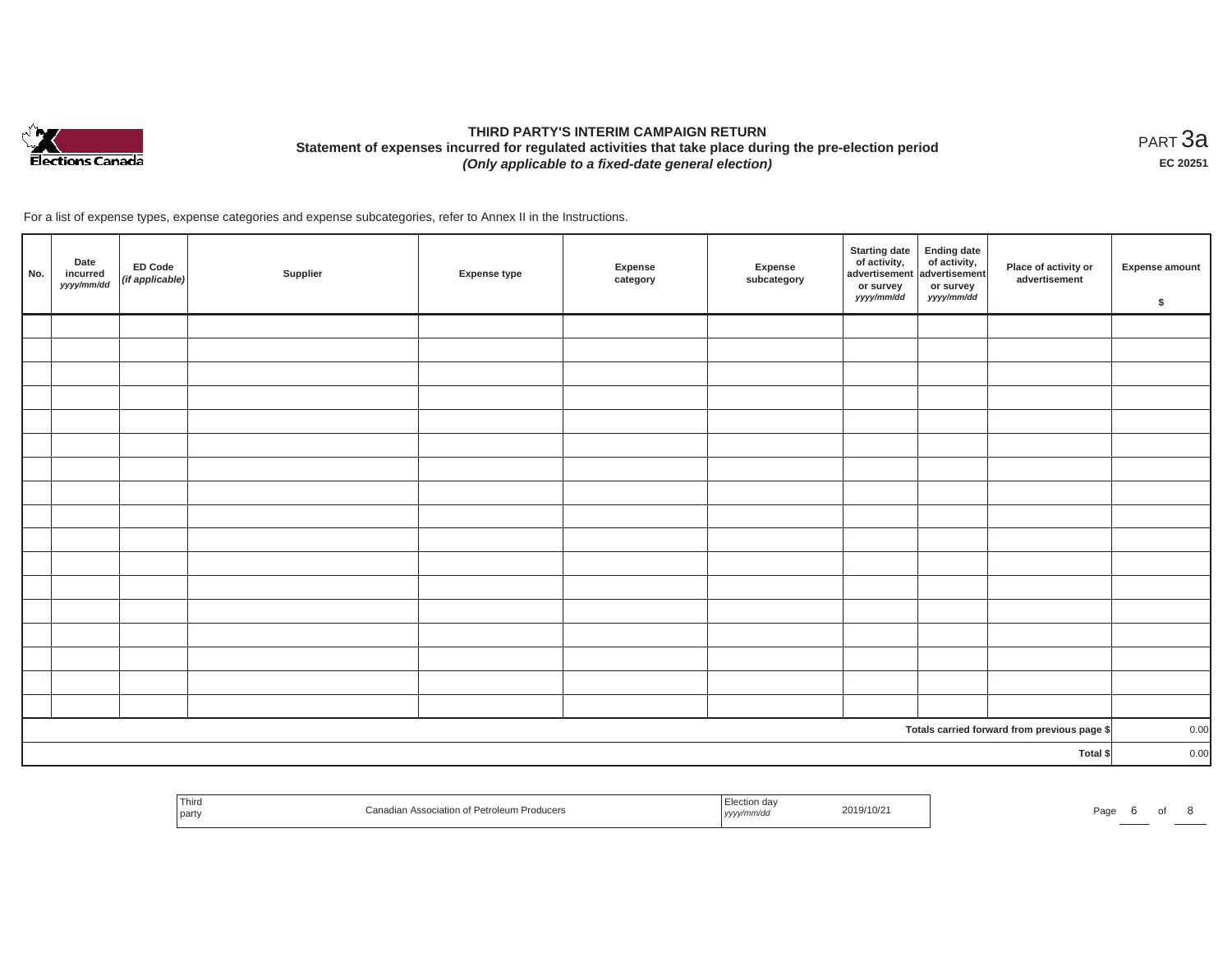# THIRD PARTY'S INTERIM CAMPAIGN RETURN

## Statement of expenses incurred for regulated activities that take place during the pre-election period

***(Only applicable to a fixed-date general election)***

PART 3a

**EC 20251**

For a list of expense types, expense categories and expense subcategories, refer to Annex II in the Instructions.

| No. | Date incurred *yyyy/mm/dd* | ED Code *(if applicable)* | Supplier | Expense type | Expense category | Expense subcategory | Starting date of activity, advertisement or survey *yyyy/mm/dd* | Ending date of activity, advertisement or survey *yyyy/mm/dd* | Place of activity or advertisement | Expense amount $ |
|---|---|---|---|---|---|---|---|---|---|---|
| | | | | | | | | | | |
| | | | | | | | | | | |
| | | | | | | | | | | |
| | | | | | | | | | | |
| | | | | | | | | | | |
| | | | | | | | | | | |
| | | | | | | | | | | |
| | | | | | | | | | | |
| | | | | | | | | | | |
| | | | | | | | | | | |
| | | | | | | | | | | |
| | | | | | | | | | | |
| | | | | | | | | | | |
| | | | | | | | | | | |
| | | | | | | | | | | |
| | | | | | | | | | | |
| | | | | | | | | | | |
| | | | | | | | | | Totals carried forward from previous page $ | 0.00 |
| | | | | | | | | | Total $ | 0.00 |

| Third party | Canadian Association of Petroleum Producers | Election day *yyyy/mm/dd* | 2019/10/21 |
|---|---|---|---|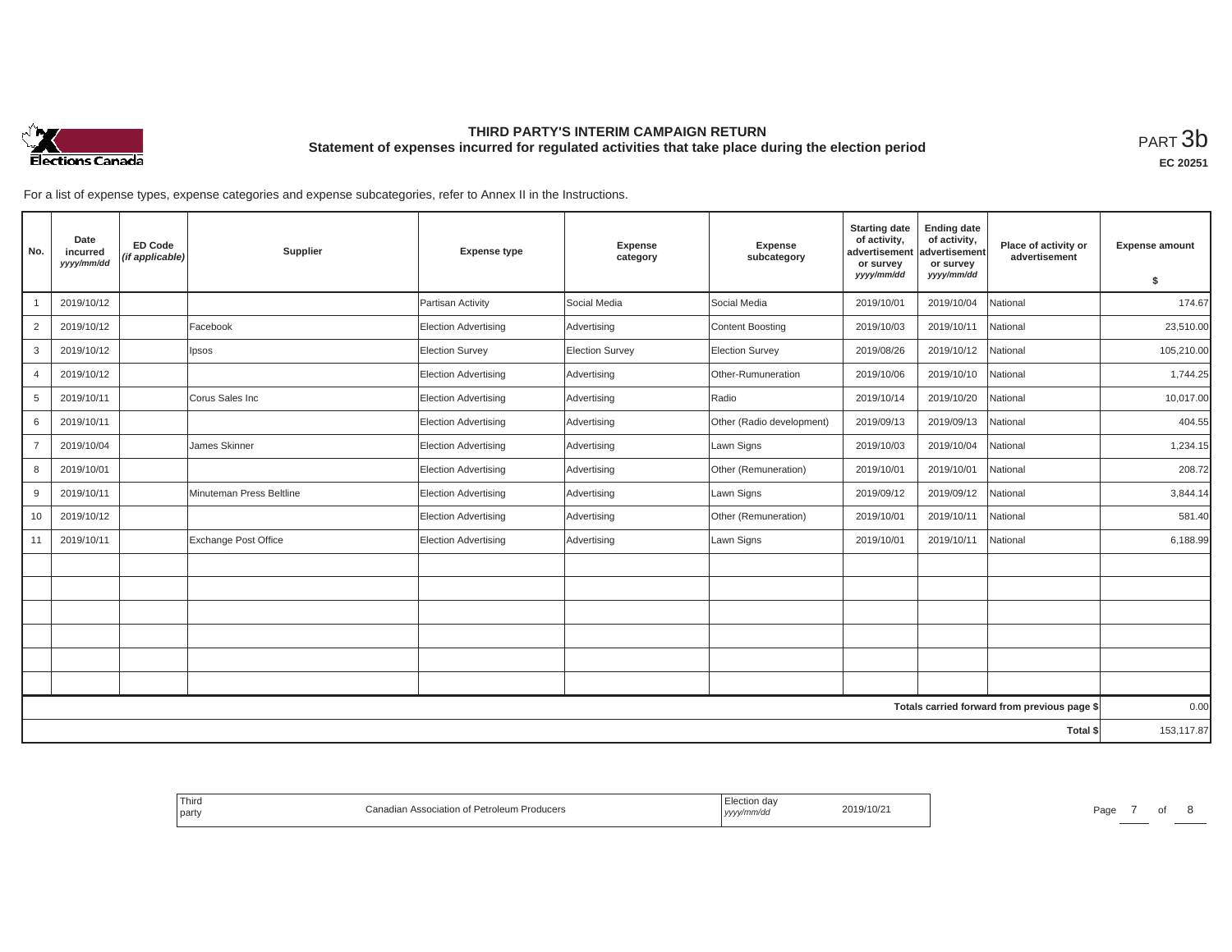# THIRD PARTY'S INTERIM CAMPAIGN RETURN
## Statement of expenses incurred for regulated activities that take place during the election period

PART 3b

EC 20251

For a list of expense types, expense categories and expense subcategories, refer to Annex II in the Instructions.

| No. | Date incurred *yyyy/mm/dd* | ED Code *(if applicable)* | Supplier | Expense type | Expense category | Expense subcategory | Starting date of activity, advertisement or survey *yyyy/mm/dd* | Ending date of activity, advertisement or survey *yyyy/mm/dd* | Place of activity or advertisement | Expense amount $ |
|---|---|---|---|---|---|---|---|---|---|---|
| 1 | 2019/10/12 | | | Partisan Activity | Social Media | Social Media | 2019/10/01 | 2019/10/04 | National | 174.67 |
| 2 | 2019/10/12 | | Facebook | Election Advertising | Advertising | Content Boosting | 2019/10/03 | 2019/10/11 | National | 23,510.00 |
| 3 | 2019/10/12 | | Ipsos | Election Survey | Election Survey | Election Survey | 2019/08/26 | 2019/10/12 | National | 105,210.00 |
| 4 | 2019/10/12 | | | Election Advertising | Advertising | Other-Rumuneration | 2019/10/06 | 2019/10/10 | National | 1,744.25 |
| 5 | 2019/10/11 | | Corus Sales Inc | Election Advertising | Advertising | Radio | 2019/10/14 | 2019/10/20 | National | 10,017.00 |
| 6 | 2019/10/11 | | | Election Advertising | Advertising | Other (Radio development) | 2019/09/13 | 2019/09/13 | National | 404.55 |
| 7 | 2019/10/04 | | James Skinner | Election Advertising | Advertising | Lawn Signs | 2019/10/03 | 2019/10/04 | National | 1,234.15 |
| 8 | 2019/10/01 | | | Election Advertising | Advertising | Other (Remuneration) | 2019/10/01 | 2019/10/01 | National | 208.72 |
| 9 | 2019/10/11 | | Minuteman Press Beltline | Election Advertising | Advertising | Lawn Signs | 2019/09/12 | 2019/09/12 | National | 3,844.14 |
| 10 | 2019/10/12 | | | Election Advertising | Advertising | Other (Remuneration) | 2019/10/01 | 2019/10/11 | National | 581.40 |
| 11 | 2019/10/11 | | Exchange Post Office | Election Advertising | Advertising | Lawn Signs | 2019/10/01 | 2019/10/11 | National | 6,188.99 |
| | | | | | | | | | | |
| | | | | | | | | | | |
| | | | | | | | | | | |
| | | | | | | | | | | |
| | | | | | | | | | | |
| | | | | | | | | | | |
| | | | | | | | | | **Totals carried forward from previous page $** | 0.00 |
| | | | | | | | | | **Total $** | 153,117.87 |

| Third party | Canadian Association of Petroleum Producers | Election day *yyyy/mm/dd* | 2019/10/21 |
|---|---|---|---|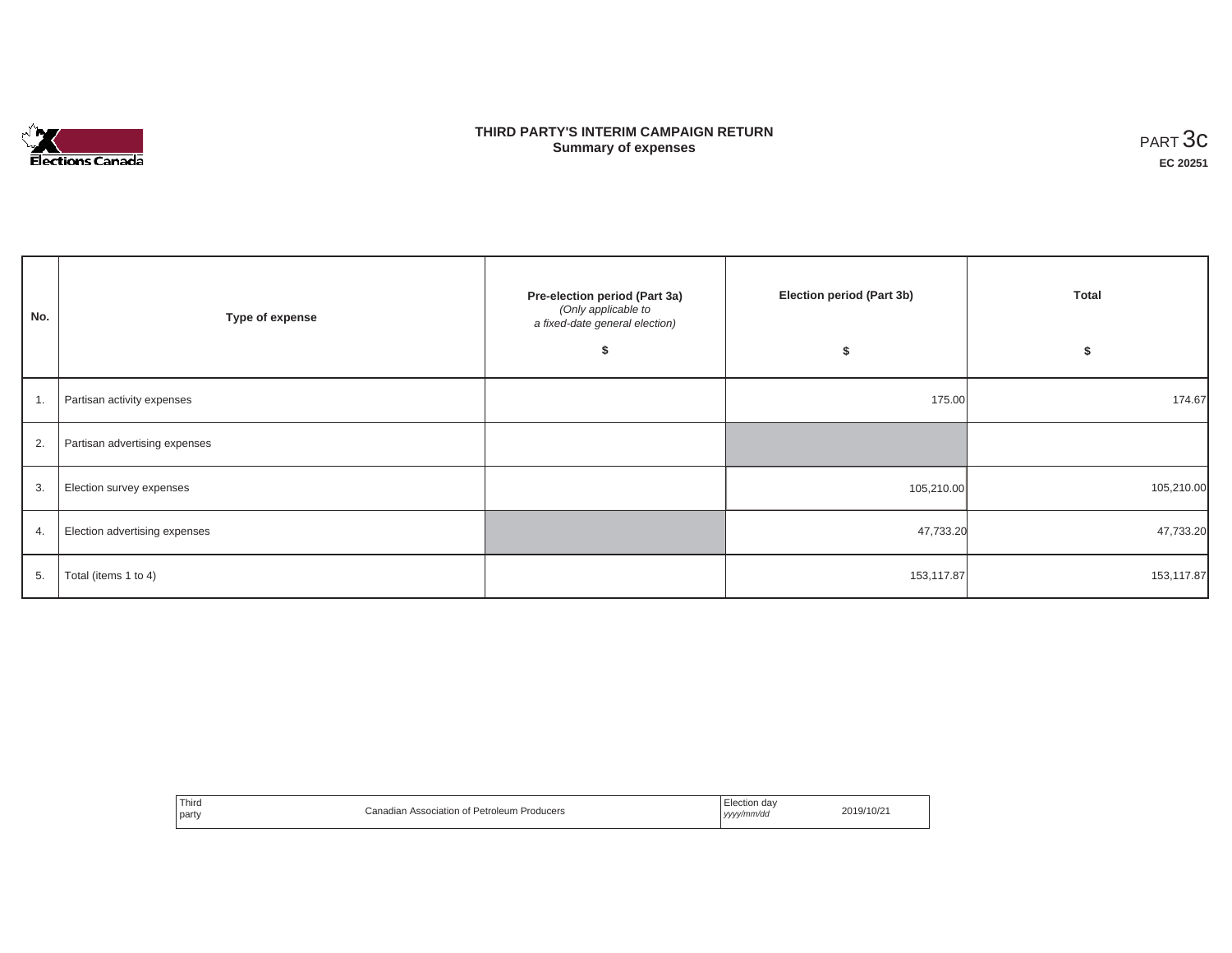# THIRD PARTY'S INTERIM CAMPAIGN RETURN
## Summary of expenses

PART 3c
**EC 20251**

| No. | Type of expense | Pre-election period (Part 3a) *(Only applicable to a fixed-date general election)* $ | Election period (Part 3b) $ | Total $ |
|---|---|---|---|---|
| 1. | Partisan activity expenses | | 175.00 | 174.67 |
| 2. | Partisan advertising expenses | | | |
| 3. | Election survey expenses | | 105,210.00 | 105,210.00 |
| 4. | Election advertising expenses | | 47,733.20 | 47,733.20 |
| 5. | Total (items 1 to 4) | | 153,117.87 | 153,117.87 |

| | | | |
|---|---|---|---|
| Third party | Canadian Association of Petroleum Producers | Election day *yyyy/mm/dd* | 2019/10/21 |